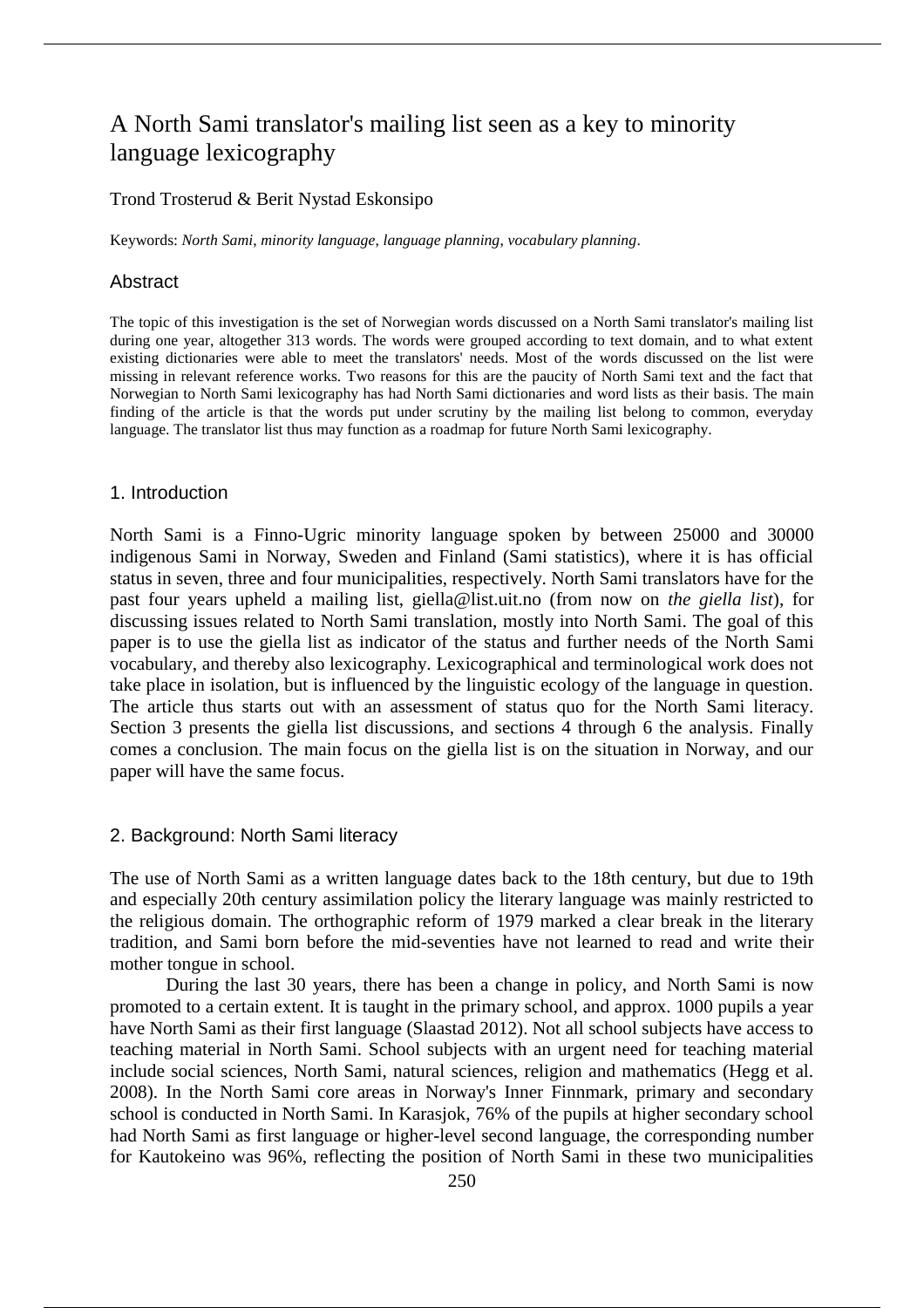# A North Sami translator's mailing list seen as a key to minority language lexicography

Trond Trosterud & Berit Nystad Eskonsipo

Keywords: *North Sami*, *minority language*, *language planning*, *vocabulary planning*.

## Abstract

The topic of this investigation is the set of Norwegian words discussed on a North Sami translator's mailing list during one year, altogether 313 words. The words were grouped according to text domain, and to what extent existing dictionaries were able to meet the translators' needs. Most of the words discussed on the list were missing in relevant reference works. Two reasons for this are the paucity of North Sami text and the fact that Norwegian to North Sami lexicography has had North Sami dictionaries and word lists as their basis. The main finding of the article is that the words put under scrutiny by the mailing list belong to common, everyday language. The translator list thus may function as a roadmap for future North Sami lexicography.

## 1. Introduction

North Sami is a Finno-Ugric minority language spoken by between 25000 and 30000 indigenous Sami in Norway, Sweden and Finland (Sami statistics), where it is has official status in seven, three and four municipalities, respectively. North Sami translators have for the past four years upheld a mailing list, giella@list.uit.no (from now on *the giella list*), for discussing issues related to North Sami translation, mostly into North Sami. The goal of this paper is to use the giella list as indicator of the status and further needs of the North Sami vocabulary, and thereby also lexicography. Lexicographical and terminological work does not take place in isolation, but is influenced by the linguistic ecology of the language in question. The article thus starts out with an assessment of status quo for the North Sami literacy. Section 3 presents the giella list discussions, and sections 4 through 6 the analysis. Finally comes a conclusion. The main focus on the giella list is on the situation in Norway, and our paper will have the same focus.

## 2. Background: North Sami literacy

The use of North Sami as a written language dates back to the 18th century, but due to 19th and especially 20th century assimilation policy the literary language was mainly restricted to the religious domain. The orthographic reform of 1979 marked a clear break in the literary tradition, and Sami born before the mid-seventies have not learned to read and write their mother tongue in school.

During the last 30 years, there has been a change in policy, and North Sami is now promoted to a certain extent. It is taught in the primary school, and approx. 1000 pupils a year have North Sami as their first language (Slaastad 2012). Not all school subjects have access to teaching material in North Sami. School subjects with an urgent need for teaching material include social sciences, North Sami, natural sciences, religion and mathematics (Hegg et al. 2008). In the North Sami core areas in Norway's Inner Finnmark, primary and secondary school is conducted in North Sami. In Karasjok, 76% of the pupils at higher secondary school had North Sami as first language or higher-level second language, the corresponding number for Kautokeino was 96%, reflecting the position of North Sami in these two municipalities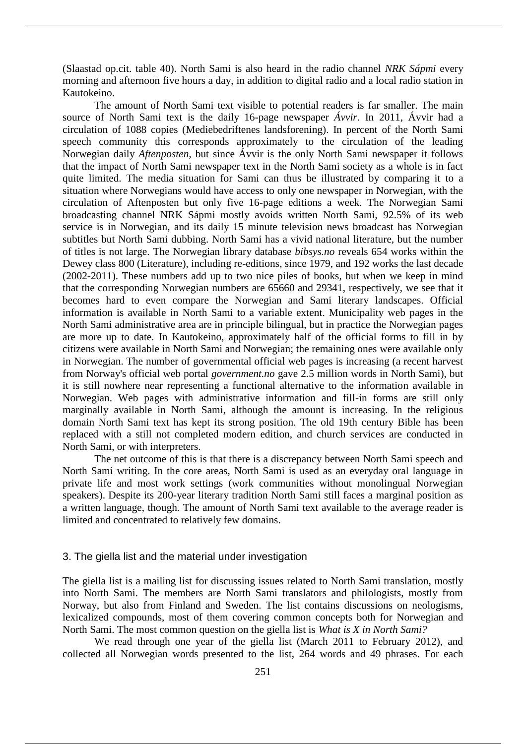(Slaastad op.cit. table 40). North Sami is also heard in the radio channel *NRK Sápmi* every morning and afternoon five hours a day, in addition to digital radio and a local radio station in Kautokeino.

The amount of North Sami text visible to potential readers is far smaller. The main source of North Sami text is the daily 16-page newspaper *Ávvir*. In 2011, Ávvir had a circulation of 1088 copies (Mediebedriftenes landsforening). In percent of the North Sami speech community this corresponds approximately to the circulation of the leading Norwegian daily *Aftenposten*, but since Ávvir is the only North Sami newspaper it follows that the impact of North Sami newspaper text in the North Sami society as a whole is in fact quite limited. The media situation for Sami can thus be illustrated by comparing it to a situation where Norwegians would have access to only one newspaper in Norwegian, with the circulation of Aftenposten but only five 16-page editions a week. The Norwegian Sami broadcasting channel NRK Sápmi mostly avoids written North Sami, 92.5% of its web service is in Norwegian, and its daily 15 minute television news broadcast has Norwegian subtitles but North Sami dubbing. North Sami has a vivid national literature, but the number of titles is not large. The Norwegian library database *bibsys.no* reveals 654 works within the Dewey class 800 (Literature), including re-editions, since 1979, and 192 works the last decade (2002-2011). These numbers add up to two nice piles of books, but when we keep in mind that the corresponding Norwegian numbers are 65660 and 29341, respectively, we see that it becomes hard to even compare the Norwegian and Sami literary landscapes. Official information is available in North Sami to a variable extent. Municipality web pages in the North Sami administrative area are in principle bilingual, but in practice the Norwegian pages are more up to date. In Kautokeino, approximately half of the official forms to fill in by citizens were available in North Sami and Norwegian; the remaining ones were available only in Norwegian. The number of governmental official web pages is increasing (a recent harvest from Norway's official web portal *government.no* gave 2.5 million words in North Sami), but it is still nowhere near representing a functional alternative to the information available in Norwegian. Web pages with administrative information and fill-in forms are still only marginally available in North Sami, although the amount is increasing. In the religious domain North Sami text has kept its strong position. The old 19th century Bible has been replaced with a still not completed modern edition, and church services are conducted in North Sami, or with interpreters.

The net outcome of this is that there is a discrepancy between North Sami speech and North Sami writing. In the core areas, North Sami is used as an everyday oral language in private life and most work settings (work communities without monolingual Norwegian speakers). Despite its 200-year literary tradition North Sami still faces a marginal position as a written language, though. The amount of North Sami text available to the average reader is limited and concentrated to relatively few domains.

## 3. The giella list and the material under investigation

The giella list is a mailing list for discussing issues related to North Sami translation, mostly into North Sami. The members are North Sami translators and philologists, mostly from Norway, but also from Finland and Sweden. The list contains discussions on neologisms, lexicalized compounds, most of them covering common concepts both for Norwegian and North Sami. The most common question on the giella list is *What is X in North Sami?*

We read through one year of the giella list (March 2011 to February 2012), and collected all Norwegian words presented to the list, 264 words and 49 phrases. For each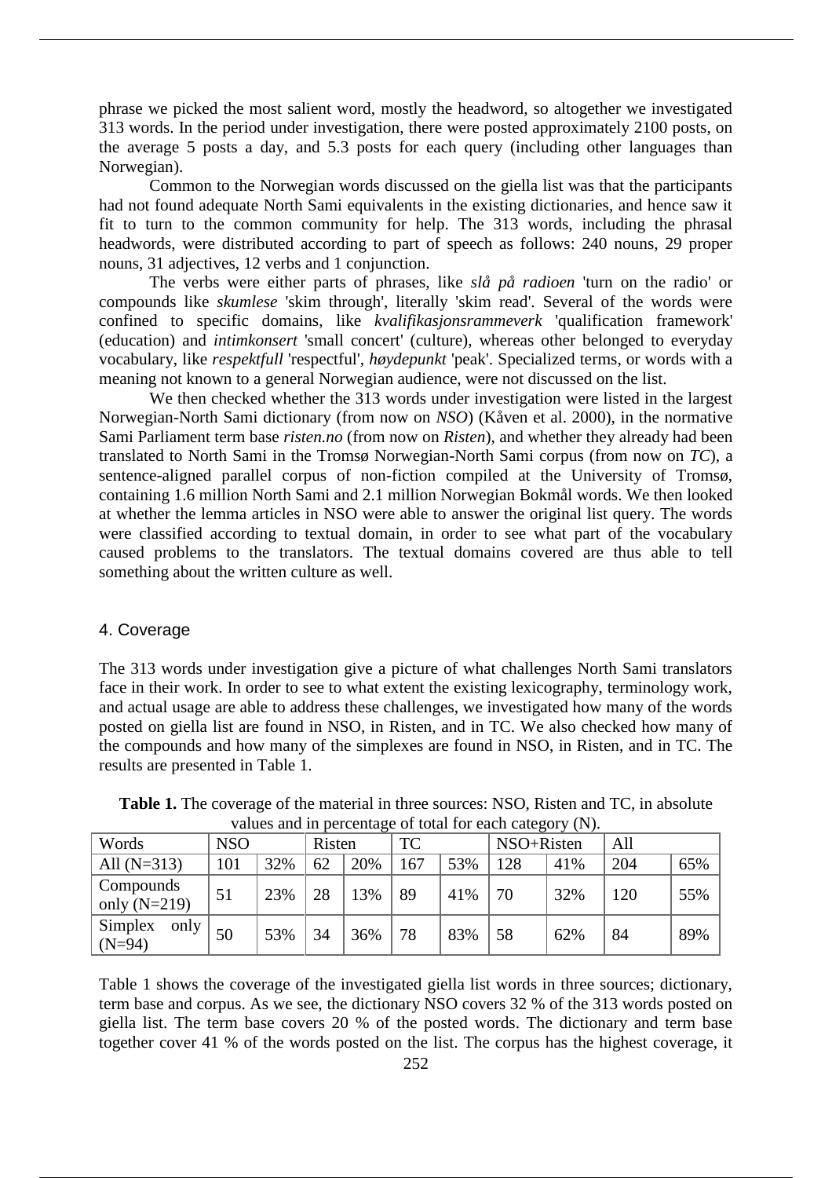phrase we picked the most salient word, mostly the headword, so altogether we investigated 313 words. In the period under investigation, there were posted approximately 2100 posts, on the average 5 posts a day, and 5.3 posts for each query (including other languages than Norwegian).

Common to the Norwegian words discussed on the giella list was that the participants had not found adequate North Sami equivalents in the existing dictionaries, and hence saw it fit to turn to the common community for help. The 313 words, including the phrasal headwords, were distributed according to part of speech as follows: 240 nouns, 29 proper nouns, 31 adjectives, 12 verbs and 1 conjunction.

The verbs were either parts of phrases, like *slå på radioen* 'turn on the radio' or compounds like *skumlese* 'skim through', literally 'skim read'. Several of the words were confined to specific domains, like *kvalifikasjonsrammeverk* 'qualification framework' (education) and *intimkonsert* 'small concert' (culture), whereas other belonged to everyday vocabulary, like *respektfull* 'respectful', *høydepunkt* 'peak'. Specialized terms, or words with a meaning not known to a general Norwegian audience, were not discussed on the list.

We then checked whether the 313 words under investigation were listed in the largest Norwegian-North Sami dictionary (from now on *NSO*) (Kåven et al. 2000), in the normative Sami Parliament term base *risten.no* (from now on *Risten*), and whether they already had been translated to North Sami in the Tromsø Norwegian-North Sami corpus (from now on *TC*), a sentence-aligned parallel corpus of non-fiction compiled at the University of Tromsø, containing 1.6 million North Sami and 2.1 million Norwegian Bokmål words. We then looked at whether the lemma articles in NSO were able to answer the original list query. The words were classified according to textual domain, in order to see what part of the vocabulary caused problems to the translators. The textual domains covered are thus able to tell something about the written culture as well.

## 4. Coverage

The 313 words under investigation give a picture of what challenges North Sami translators face in their work. In order to see to what extent the existing lexicography, terminology work, and actual usage are able to address these challenges, we investigated how many of the words posted on giella list are found in NSO, in Risten, and in TC. We also checked how many of the compounds and how many of the simplexes are found in NSO, in Risten, and in TC. The results are presented in Table 1.

**Table 1.** The coverage of the material in three sources: NSO, Risten and TC, in absolute values and in percentage of total for each category (N).

| Words | NSO | | Risten | | TC | | NSO+Risten | | All | |
|---|---|---|---|---|---|---|---|---|---|---|
| All (N=313) | 101 | 32% | 62 | 20% | 167 | 53% | 128 | 41% | 204 | 65% |
| Compounds only (N=219) | 51 | 23% | 28 | 13% | 89 | 41% | 70 | 32% | 120 | 55% |
| Simplex only (N=94) | 50 | 53% | 34 | 36% | 78 | 83% | 58 | 62% | 84 | 89% |

Table 1 shows the coverage of the investigated giella list words in three sources; dictionary, term base and corpus. As we see, the dictionary NSO covers 32 % of the 313 words posted on giella list. The term base covers 20 % of the posted words. The dictionary and term base together cover 41 % of the words posted on the list. The corpus has the highest coverage, it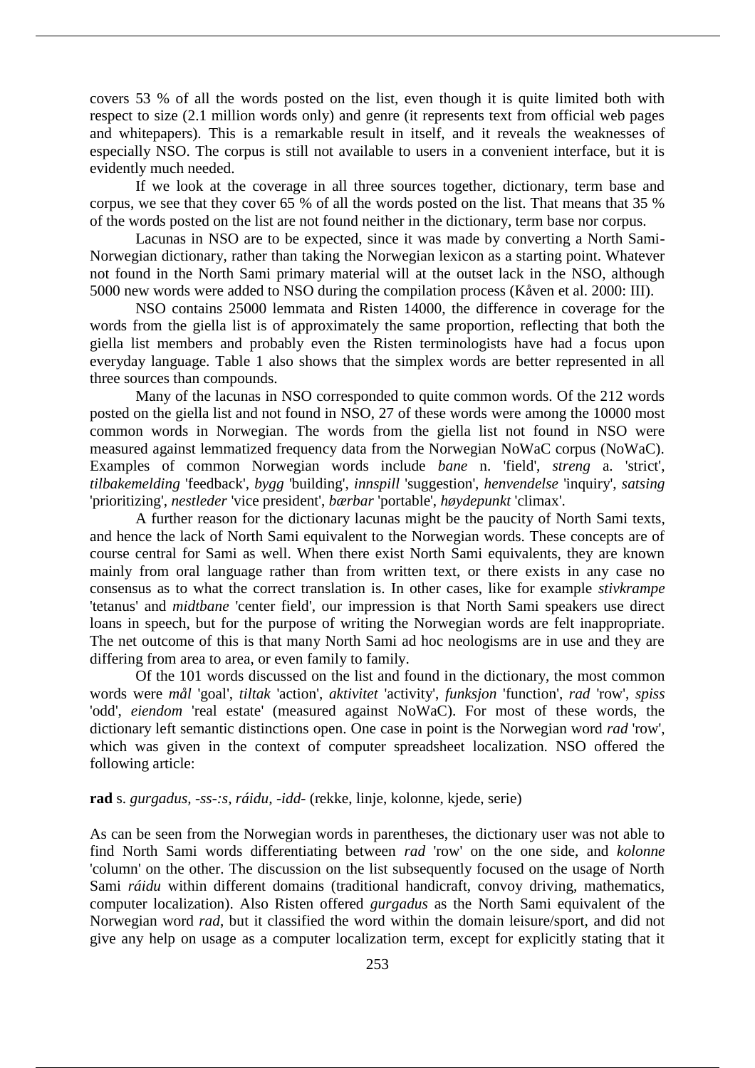covers 53 % of all the words posted on the list, even though it is quite limited both with respect to size (2.1 million words only) and genre (it represents text from official web pages and whitepapers). This is a remarkable result in itself, and it reveals the weaknesses of especially NSO. The corpus is still not available to users in a convenient interface, but it is evidently much needed.

If we look at the coverage in all three sources together, dictionary, term base and corpus, we see that they cover 65 % of all the words posted on the list. That means that 35 % of the words posted on the list are not found neither in the dictionary, term base nor corpus.

Lacunas in NSO are to be expected, since it was made by converting a North Sami-Norwegian dictionary, rather than taking the Norwegian lexicon as a starting point. Whatever not found in the North Sami primary material will at the outset lack in the NSO, although 5000 new words were added to NSO during the compilation process (Kåven et al. 2000: III).

NSO contains 25000 lemmata and Risten 14000, the difference in coverage for the words from the giella list is of approximately the same proportion, reflecting that both the giella list members and probably even the Risten terminologists have had a focus upon everyday language. Table 1 also shows that the simplex words are better represented in all three sources than compounds.

Many of the lacunas in NSO corresponded to quite common words. Of the 212 words posted on the giella list and not found in NSO, 27 of these words were among the 10000 most common words in Norwegian. The words from the giella list not found in NSO were measured against lemmatized frequency data from the Norwegian NoWaC corpus (NoWaC). Examples of common Norwegian words include *bane* n. 'field', *streng* a. 'strict', *tilbakemelding* 'feedback', *bygg* 'building', *innspill* 'suggestion', *henvendelse* 'inquiry', *satsing* 'prioritizing', *nestleder* 'vice president', *bærbar* 'portable', *høydepunkt* 'climax'.

A further reason for the dictionary lacunas might be the paucity of North Sami texts, and hence the lack of North Sami equivalent to the Norwegian words. These concepts are of course central for Sami as well. When there exist North Sami equivalents, they are known mainly from oral language rather than from written text, or there exists in any case no consensus as to what the correct translation is. In other cases, like for example *stivkrampe* 'tetanus' and *midtbane* 'center field', our impression is that North Sami speakers use direct loans in speech, but for the purpose of writing the Norwegian words are felt inappropriate. The net outcome of this is that many North Sami ad hoc neologisms are in use and they are differing from area to area, or even family to family.

Of the 101 words discussed on the list and found in the dictionary, the most common words were *mål* 'goal', *tiltak* 'action', *aktivitet* 'activity', *funksjon* 'function', *rad* 'row', *spiss* 'odd', *eiendom* 'real estate' (measured against NoWaC). For most of these words, the dictionary left semantic distinctions open. One case in point is the Norwegian word *rad* 'row', which was given in the context of computer spreadsheet localization. NSO offered the following article:

**rad** s. *gurgadus*, *-ss-:s*, *ráidu, -idd-* (rekke, linje, kolonne, kjede, serie)

As can be seen from the Norwegian words in parentheses, the dictionary user was not able to find North Sami words differentiating between *rad* 'row' on the one side, and *kolonne* 'column' on the other. The discussion on the list subsequently focused on the usage of North Sami *ráidu* within different domains (traditional handicraft, convoy driving, mathematics, computer localization). Also Risten offered *gurgadus* as the North Sami equivalent of the Norwegian word *rad*, but it classified the word within the domain leisure/sport, and did not give any help on usage as a computer localization term, except for explicitly stating that it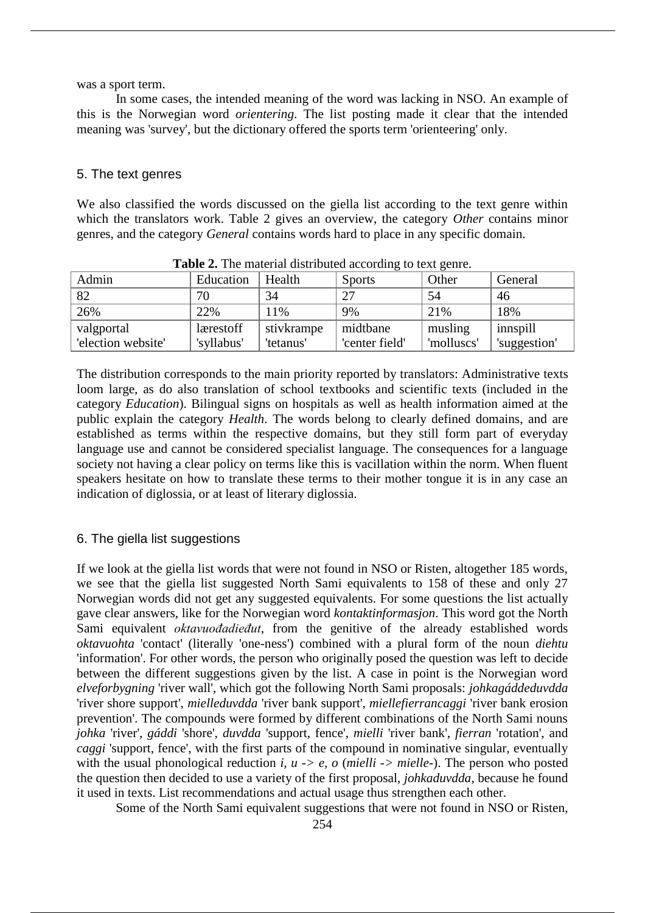was a sport term.

In some cases, the intended meaning of the word was lacking in NSO. An example of this is the Norwegian word *orientering*. The list posting made it clear that the intended meaning was 'survey', but the dictionary offered the sports term 'orienteering' only.

## 5. The text genres

We also classified the words discussed on the giella list according to the text genre within which the translators work. Table 2 gives an overview, the category *Other* contains minor genres, and the category *General* contains words hard to place in any specific domain.

**Table 2.** The material distributed according to text genre.

| Admin | Education | Health | Sports | Other | General |
|---|---|---|---|---|---|
| 82 | 70 | 34 | 27 | 54 | 46 |
| 26% | 22% | 11% | 9% | 21% | 18% |
| valgportal 'election website' | lærestoff 'syllabus' | stivkrampe 'tetanus' | midtbane 'center field' | musling 'molluscs' | innspill 'suggestion' |

The distribution corresponds to the main priority reported by translators: Administrative texts loom large, as do also translation of school textbooks and scientific texts (included in the category *Education*). Bilingual signs on hospitals as well as health information aimed at the public explain the category *Health*. The words belong to clearly defined domains, and are established as terms within the respective domains, but they still form part of everyday language use and cannot be considered specialist language. The consequences for a language society not having a clear policy on terms like this is vacillation within the norm. When fluent speakers hesitate on how to translate these terms to their mother tongue it is in any case an indication of diglossia, or at least of literary diglossia.

## 6. The giella list suggestions

If we look at the giella list words that were not found in NSO or Risten, altogether 185 words, we see that the giella list suggested North Sami equivalents to 158 of these and only 27 Norwegian words did not get any suggested equivalents. For some questions the list actually gave clear answers, like for the Norwegian word *kontaktinformasjon*. This word got the North Sami equivalent *oktavuođadieđut*, from the genitive of the already established words *oktavuohta* 'contact' (literally 'one-ness') combined with a plural form of the noun *diehtu* 'information'. For other words, the person who originally posed the question was left to decide between the different suggestions given by the list. A case in point is the Norwegian word *elveforbygning* 'river wall', which got the following North Sami proposals: *johkagáddeduvdda* 'river shore support', *mielleduvdda* 'river bank support', *miellefierrancaggi* 'river bank erosion prevention'. The compounds were formed by different combinations of the North Sami nouns *johka* 'river', *gáddi* 'shore', *duvdda* 'support, fence', *mielli* 'river bank', *fierran* 'rotation', and *caggi* 'support, fence', with the first parts of the compound in nominative singular, eventually with the usual phonological reduction *i, u -> e, o* (*mielli -> mielle-*). The person who posted the question then decided to use a variety of the first proposal, *johkaduvdda*, because he found it used in texts. List recommendations and actual usage thus strengthen each other.

Some of the North Sami equivalent suggestions that were not found in NSO or Risten,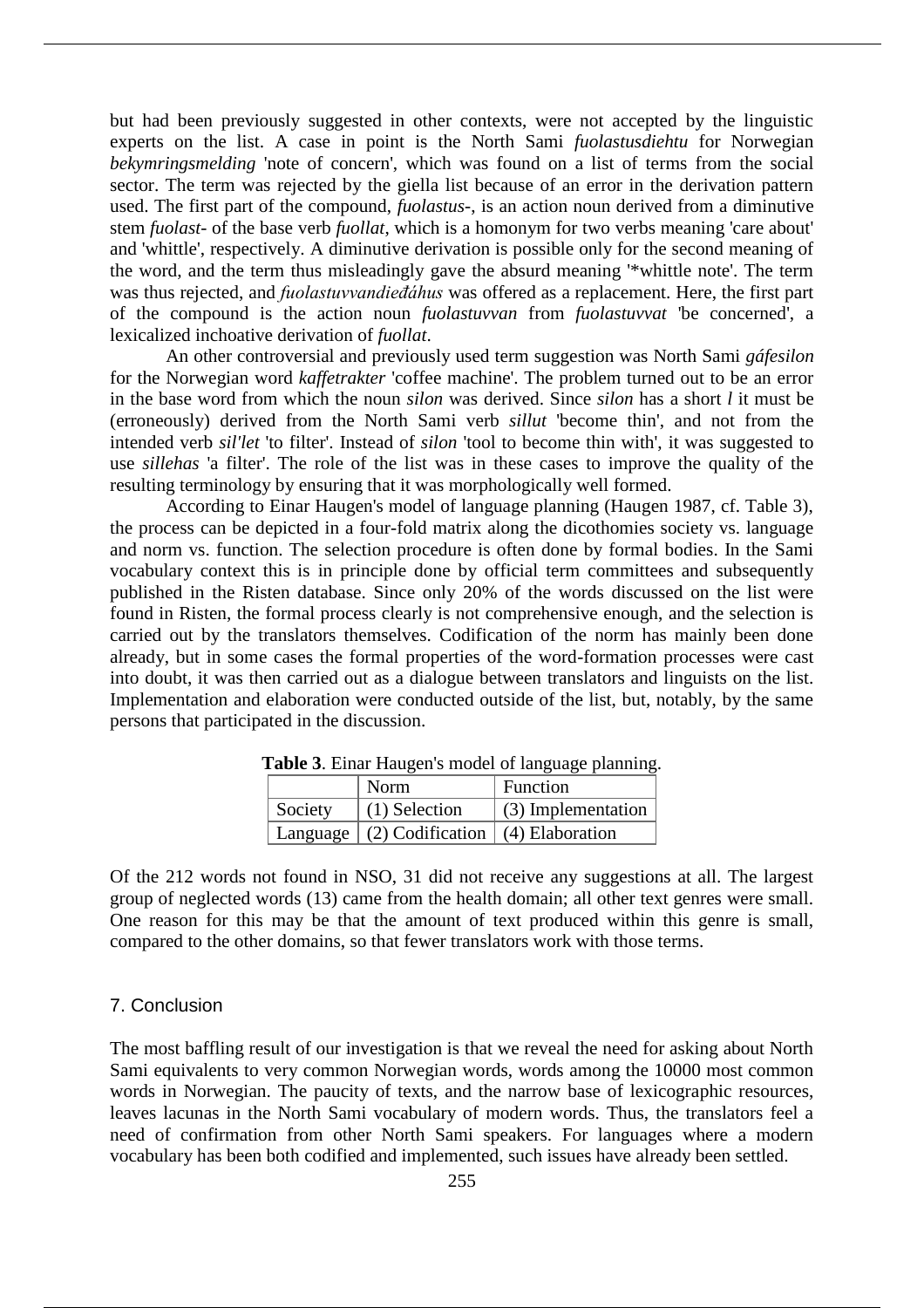but had been previously suggested in other contexts, were not accepted by the linguistic experts on the list. A case in point is the North Sami *fuolastusdiehtu* for Norwegian *bekymringsmelding* 'note of concern', which was found on a list of terms from the social sector. The term was rejected by the giella list because of an error in the derivation pattern used. The first part of the compound, *fuolastus-*, is an action noun derived from a diminutive stem *fuolast-* of the base verb *fuollat*, which is a homonym for two verbs meaning 'care about' and 'whittle', respectively. A diminutive derivation is possible only for the second meaning of the word, and the term thus misleadingly gave the absurd meaning '*whittle note'. The term was thus rejected, and *fuolastuvvandieđáhus* was offered as a replacement. Here, the first part of the compound is the action noun *fuolastuvvan* from *fuolastuvvat* 'be concerned', a lexicalized inchoative derivation of *fuollat*.

An other controversial and previously used term suggestion was North Sami *gáfesilon* for the Norwegian word *kaffetrakter* 'coffee machine'. The problem turned out to be an error in the base word from which the noun *silon* was derived. Since *silon* has a short *l* it must be (erroneously) derived from the North Sami verb *sillut* 'become thin', and not from the intended verb *sil'let* 'to filter'. Instead of *silon* 'tool to become thin with', it was suggested to use *sillehas* 'a filter'. The role of the list was in these cases to improve the quality of the resulting terminology by ensuring that it was morphologically well formed.

According to Einar Haugen's model of language planning (Haugen 1987, cf. Table 3), the process can be depicted in a four-fold matrix along the dicothomies society vs. language and norm vs. function. The selection procedure is often done by formal bodies. In the Sami vocabulary context this is in principle done by official term committees and subsequently published in the Risten database. Since only 20% of the words discussed on the list were found in Risten, the formal process clearly is not comprehensive enough, and the selection is carried out by the translators themselves. Codification of the norm has mainly been done already, but in some cases the formal properties of the word-formation processes were cast into doubt, it was then carried out as a dialogue between translators and linguists on the list. Implementation and elaboration were conducted outside of the list, but, notably, by the same persons that participated in the discussion.

**Table 3**. Einar Haugen's model of language planning.

| | Norm | Function |
|---|---|---|
| Society | (1) Selection | (3) Implementation |
| Language | (2) Codification | (4) Elaboration |

Of the 212 words not found in NSO, 31 did not receive any suggestions at all. The largest group of neglected words (13) came from the health domain; all other text genres were small. One reason for this may be that the amount of text produced within this genre is small, compared to the other domains, so that fewer translators work with those terms.

## 7. Conclusion

The most baffling result of our investigation is that we reveal the need for asking about North Sami equivalents to very common Norwegian words, words among the 10000 most common words in Norwegian. The paucity of texts, and the narrow base of lexicographic resources, leaves lacunas in the North Sami vocabulary of modern words. Thus, the translators feel a need of confirmation from other North Sami speakers. For languages where a modern vocabulary has been both codified and implemented, such issues have already been settled.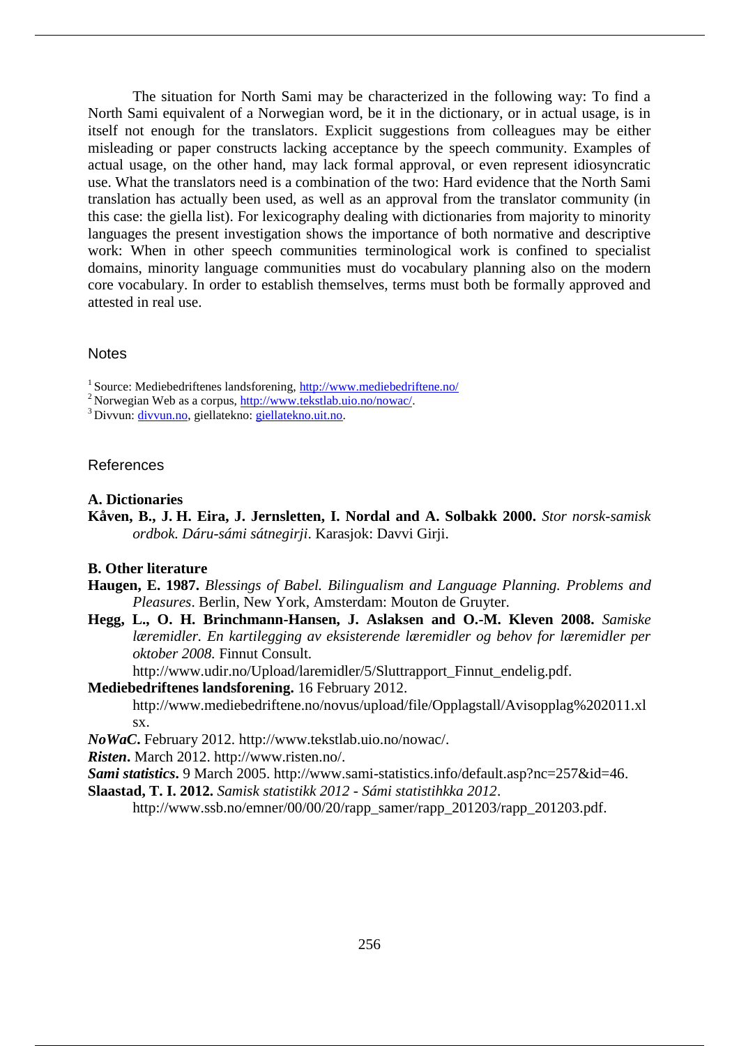The situation for North Sami may be characterized in the following way: To find a North Sami equivalent of a Norwegian word, be it in the dictionary, or in actual usage, is in itself not enough for the translators. Explicit suggestions from colleagues may be either misleading or paper constructs lacking acceptance by the speech community. Examples of actual usage, on the other hand, may lack formal approval, or even represent idiosyncratic use. What the translators need is a combination of the two: Hard evidence that the North Sami translation has actually been used, as well as an approval from the translator community (in this case: the giella list). For lexicography dealing with dictionaries from majority to minority languages the present investigation shows the importance of both normative and descriptive work: When in other speech communities terminological work is confined to specialist domains, minority language communities must do vocabulary planning also on the modern core vocabulary. In order to establish themselves, terms must both be formally approved and attested in real use.

## Notes

[1] Source: Mediebedriftenes landsforening, http://www.mediebedriftene.no/
[2] Norwegian Web as a corpus, http://www.tekstlab.uio.no/nowac/.
[3] Divvun: divvun.no, giellatekno: giellatekno.uit.no.

## References

**A. Dictionaries**

**Kåven, B., J. H. Eira, J. Jernsletten, I. Nordal and A. Solbakk 2000.** *Stor norsk-samisk ordbok. Dáru-sámi sátnegirji*. Karasjok: Davvi Girji.

**B. Other literature**

**Haugen, E. 1987.** *Blessings of Babel. Bilingualism and Language Planning. Problems and Pleasures*. Berlin, New York, Amsterdam: Mouton de Gruyter.

**Hegg, L., O. H. Brinchmann-Hansen, J. Aslaksen and O.-M. Kleven 2008.** *Samiske læremidler. En kartilegging av eksisterende læremidler og behov for læremidler per oktober 2008.* Finnut Consult. http://www.udir.no/Upload/laremidler/5/Sluttrapport_Finnut_endelig.pdf.

**Mediebedriftenes landsforening.** 16 February 2012. http://www.mediebedriftene.no/novus/upload/file/Opplagstall/Avisopplag%202011.xlsx.

***NoWaC*.** February 2012. http://www.tekstlab.uio.no/nowac/.

***Risten*.** March 2012. http://www.risten.no/.

***Sami statistics*.** 9 March 2005. http://www.sami-statistics.info/default.asp?nc=257&id=46.

**Slaastad, T. I. 2012.** *Samisk statistikk 2012 - Sámi statistihkka 2012*. http://www.ssb.no/emner/00/00/20/rapp_samer/rapp_201203/rapp_201203.pdf.